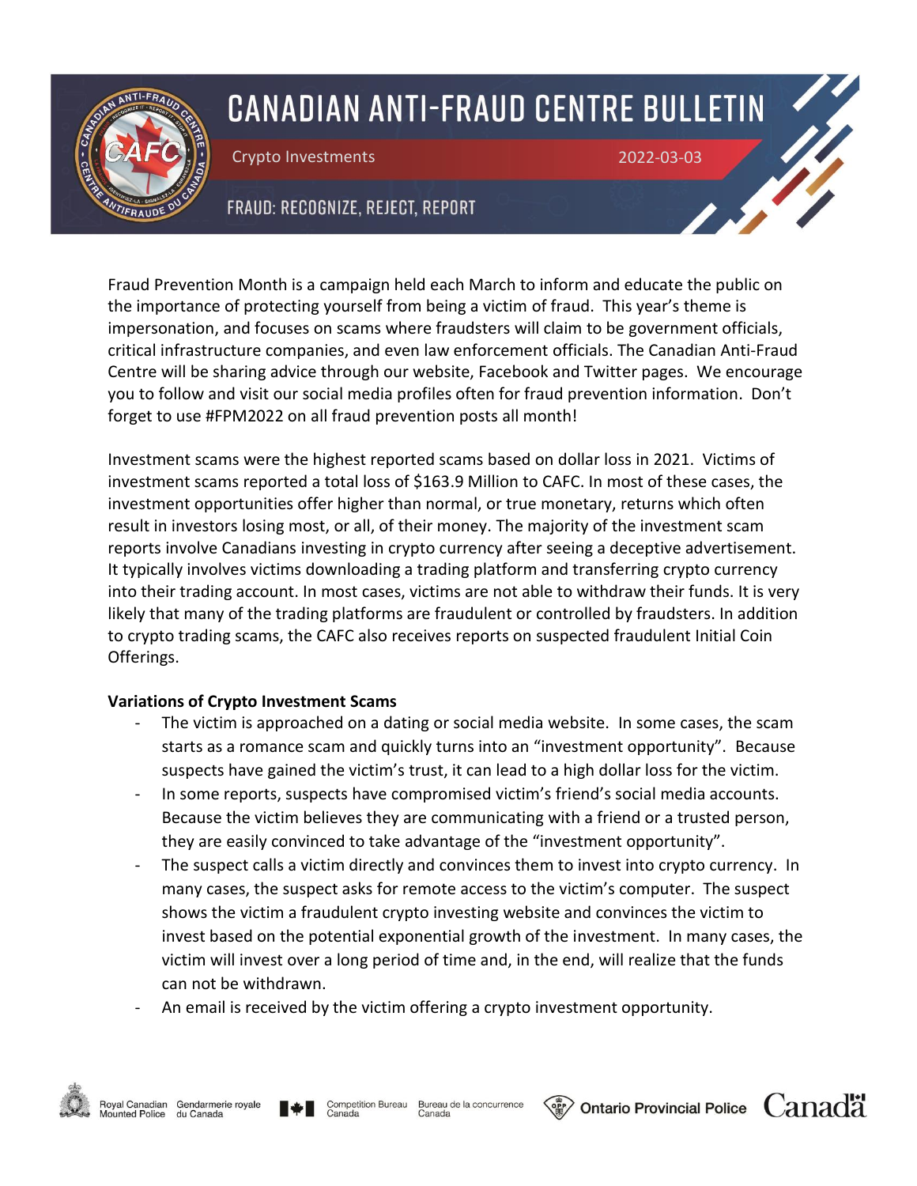# CANADIAN ANTI-FRAUD CENTRE BULLETIN

Crypto Investments

2022-03-03

FRAUD: RECOGNIZE, REJECT, REPORT

Fraud Prevention Month is a campaign held each March to inform and educate the public on the importance of protecting yourself from being a victim of fraud. This year's theme is impersonation, and focuses on scams where fraudsters will claim to be government officials, critical infrastructure companies, and even law enforcement officials. The Canadian Anti-Fraud Centre will be sharing advice through our website, Facebook and Twitter pages. We encourage you to follow and visit our social media profiles often for fraud prevention information. Don't forget to use #FPM2022 on all fraud prevention posts all month!

Investment scams were the highest reported scams based on dollar loss in 2021. Victims of investment scams reported a total loss of $163.9 Million to CAFC. In most of these cases, the investment opportunities offer higher than normal, or true monetary, returns which often result in investors losing most, or all, of their money. The majority of the investment scam reports involve Canadians investing in crypto currency after seeing a deceptive advertisement. It typically involves victims downloading a trading platform and transferring crypto currency into their trading account. In most cases, victims are not able to withdraw their funds. It is very likely that many of the trading platforms are fraudulent or controlled by fraudsters. In addition to crypto trading scams, the CAFC also receives reports on suspected fraudulent Initial Coin Offerings.

**Variations of Crypto Investment Scams**

- The victim is approached on a dating or social media website. In some cases, the scam starts as a romance scam and quickly turns into an "investment opportunity". Because suspects have gained the victim's trust, it can lead to a high dollar loss for the victim.
- In some reports, suspects have compromised victim's friend's social media accounts. Because the victim believes they are communicating with a friend or a trusted person, they are easily convinced to take advantage of the "investment opportunity".
- The suspect calls a victim directly and convinces them to invest into crypto currency. In many cases, the suspect asks for remote access to the victim's computer. The suspect shows the victim a fraudulent crypto investing website and convinces the victim to invest based on the potential exponential growth of the investment. In many cases, the victim will invest over a long period of time and, in the end, will realize that the funds can not be withdrawn.
- An email is received by the victim offering a crypto investment opportunity.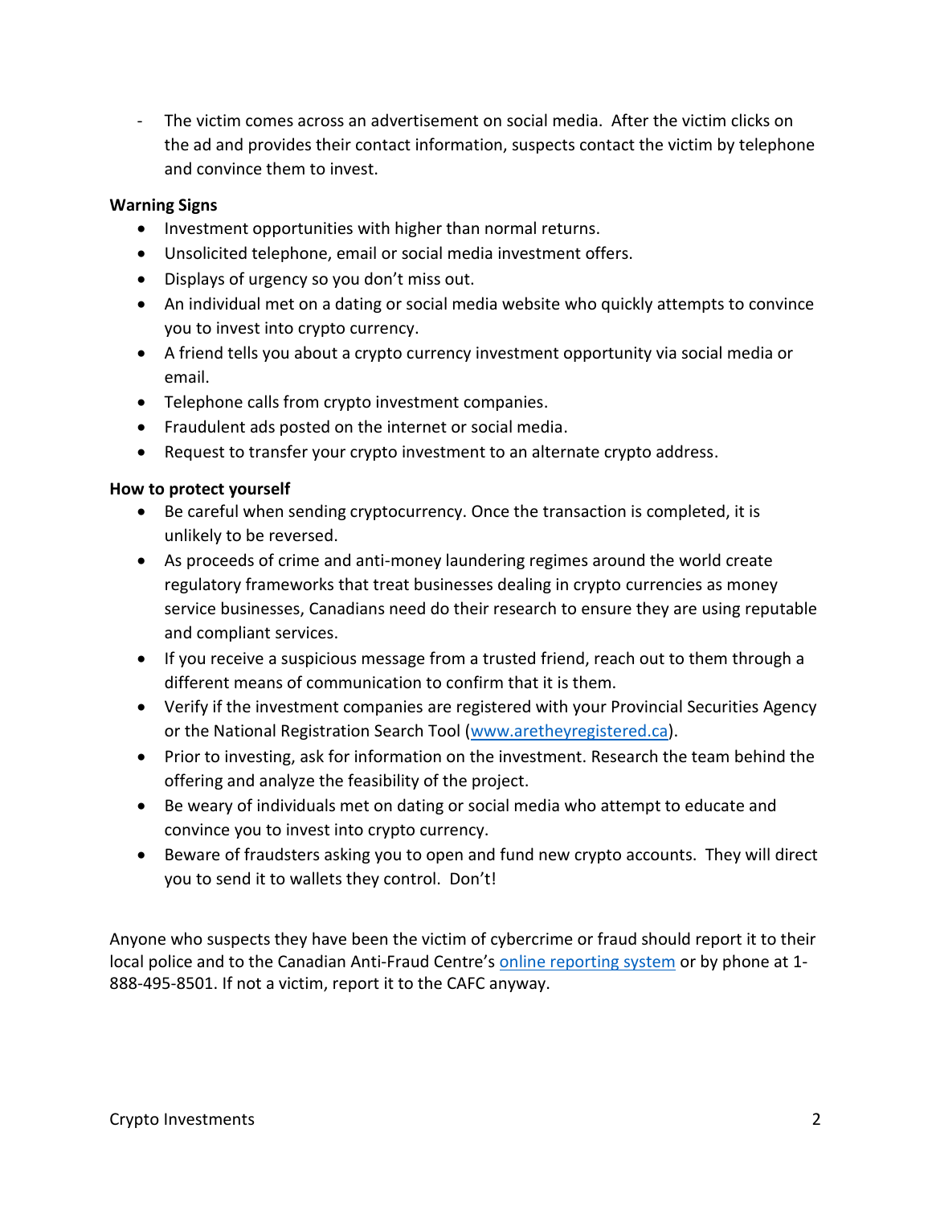- The victim comes across an advertisement on social media. After the victim clicks on the ad and provides their contact information, suspects contact the victim by telephone and convince them to invest.

**Warning Signs**

- Investment opportunities with higher than normal returns.
- Unsolicited telephone, email or social media investment offers.
- Displays of urgency so you don't miss out.
- An individual met on a dating or social media website who quickly attempts to convince you to invest into crypto currency.
- A friend tells you about a crypto currency investment opportunity via social media or email.
- Telephone calls from crypto investment companies.
- Fraudulent ads posted on the internet or social media.
- Request to transfer your crypto investment to an alternate crypto address.

**How to protect yourself**

- Be careful when sending cryptocurrency. Once the transaction is completed, it is unlikely to be reversed.
- As proceeds of crime and anti-money laundering regimes around the world create regulatory frameworks that treat businesses dealing in crypto currencies as money service businesses, Canadians need do their research to ensure they are using reputable and compliant services.
- If you receive a suspicious message from a trusted friend, reach out to them through a different means of communication to confirm that it is them.
- Verify if the investment companies are registered with your Provincial Securities Agency or the National Registration Search Tool (www.aretheyregistered.ca).
- Prior to investing, ask for information on the investment. Research the team behind the offering and analyze the feasibility of the project.
- Be weary of individuals met on dating or social media who attempt to educate and convince you to invest into crypto currency.
- Beware of fraudsters asking you to open and fund new crypto accounts. They will direct you to send it to wallets they control. Don't!

Anyone who suspects they have been the victim of cybercrime or fraud should report it to their local police and to the Canadian Anti-Fraud Centre's online reporting system or by phone at 1-888-495-8501. If not a victim, report it to the CAFC anyway.